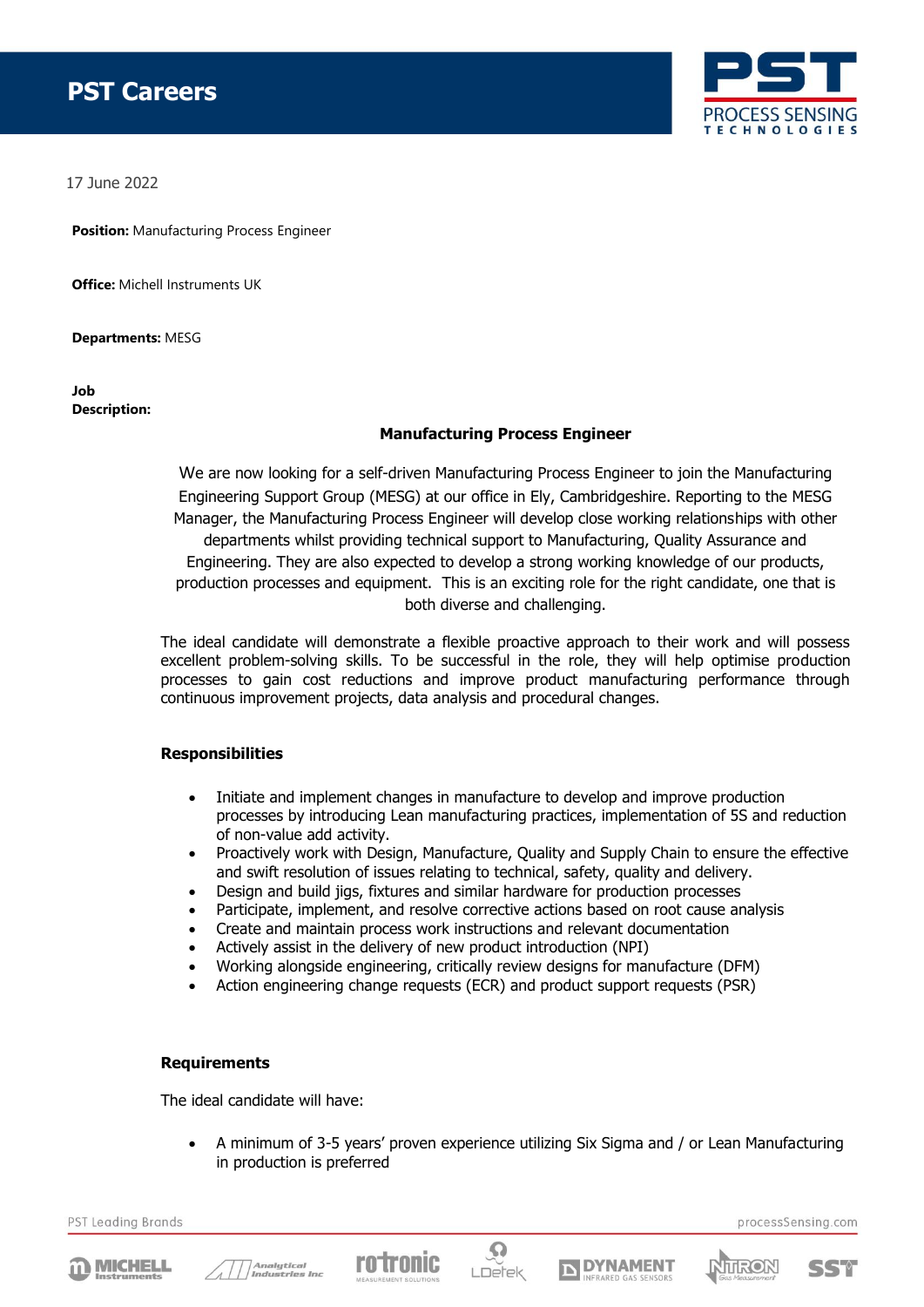# PST Careers

17 June 2022

**Position:** Manufacturing Process Engineer

**Office:** Michell Instruments UK

**Departments:** MESG

**Job Description:**

## Manufacturing Process Engineer

We are now looking for a self-driven Manufacturing Process Engineer to join the Manufacturing Engineering Support Group (MESG) at our office in Ely, Cambridgeshire. Reporting to the MESG Manager, the Manufacturing Process Engineer will develop close working relationships with other departments whilst providing technical support to Manufacturing, Quality Assurance and Engineering. They are also expected to develop a strong working knowledge of our products, production processes and equipment. This is an exciting role for the right candidate, one that is both diverse and challenging.

The ideal candidate will demonstrate a flexible proactive approach to their work and will possess excellent problem-solving skills. To be successful in the role, they will help optimise production processes to gain cost reductions and improve product manufacturing performance through continuous improvement projects, data analysis and procedural changes.

### Responsibilities

- Initiate and implement changes in manufacture to develop and improve production processes by introducing Lean manufacturing practices, implementation of 5S and reduction of non-value add activity.
- Proactively work with Design, Manufacture, Quality and Supply Chain to ensure the effective and swift resolution of issues relating to technical, safety, quality and delivery.
- Design and build jigs, fixtures and similar hardware for production processes
- Participate, implement, and resolve corrective actions based on root cause analysis
- Create and maintain process work instructions and relevant documentation
- Actively assist in the delivery of new product introduction (NPI)
- Working alongside engineering, critically review designs for manufacture (DFM)
- Action engineering change requests (ECR) and product support requests (PSR)

### Requirements

The ideal candidate will have:

- A minimum of 3-5 years' proven experience utilizing Six Sigma and / or Lean Manufacturing in production is preferred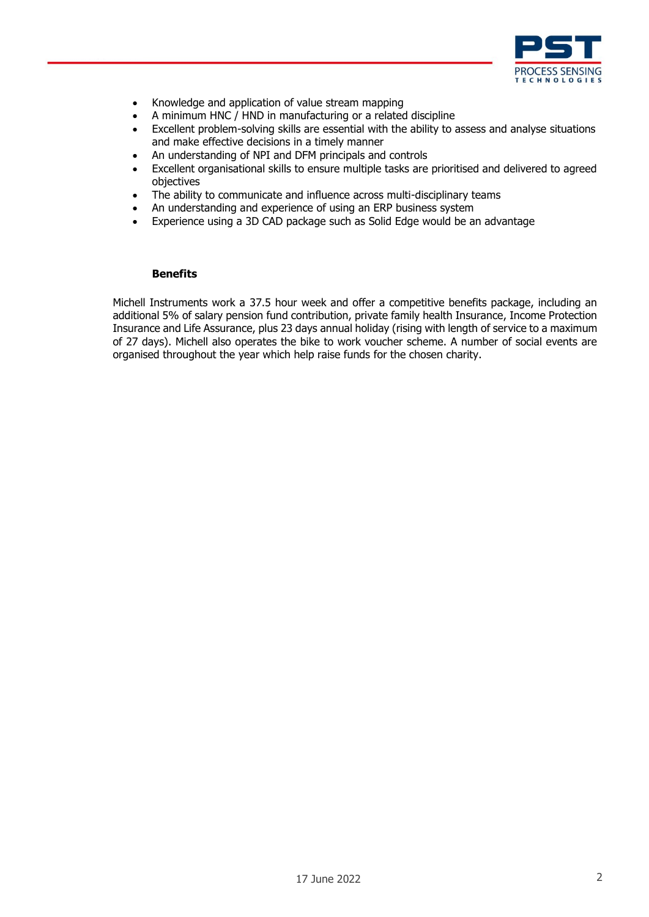- Knowledge and application of value stream mapping
- A minimum HNC / HND in manufacturing or a related discipline
- Excellent problem-solving skills are essential with the ability to assess and analyse situations and make effective decisions in a timely manner
- An understanding of NPI and DFM principals and controls
- Excellent organisational skills to ensure multiple tasks are prioritised and delivered to agreed objectives
- The ability to communicate and influence across multi-disciplinary teams
- An understanding and experience of using an ERP business system
- Experience using a 3D CAD package such as Solid Edge would be an advantage

**Benefits**

Michell Instruments work a 37.5 hour week and offer a competitive benefits package, including an additional 5% of salary pension fund contribution, private family health Insurance, Income Protection Insurance and Life Assurance, plus 23 days annual holiday (rising with length of service to a maximum of 27 days). Michell also operates the bike to work voucher scheme. A number of social events are organised throughout the year which help raise funds for the chosen charity.

17 June 2022